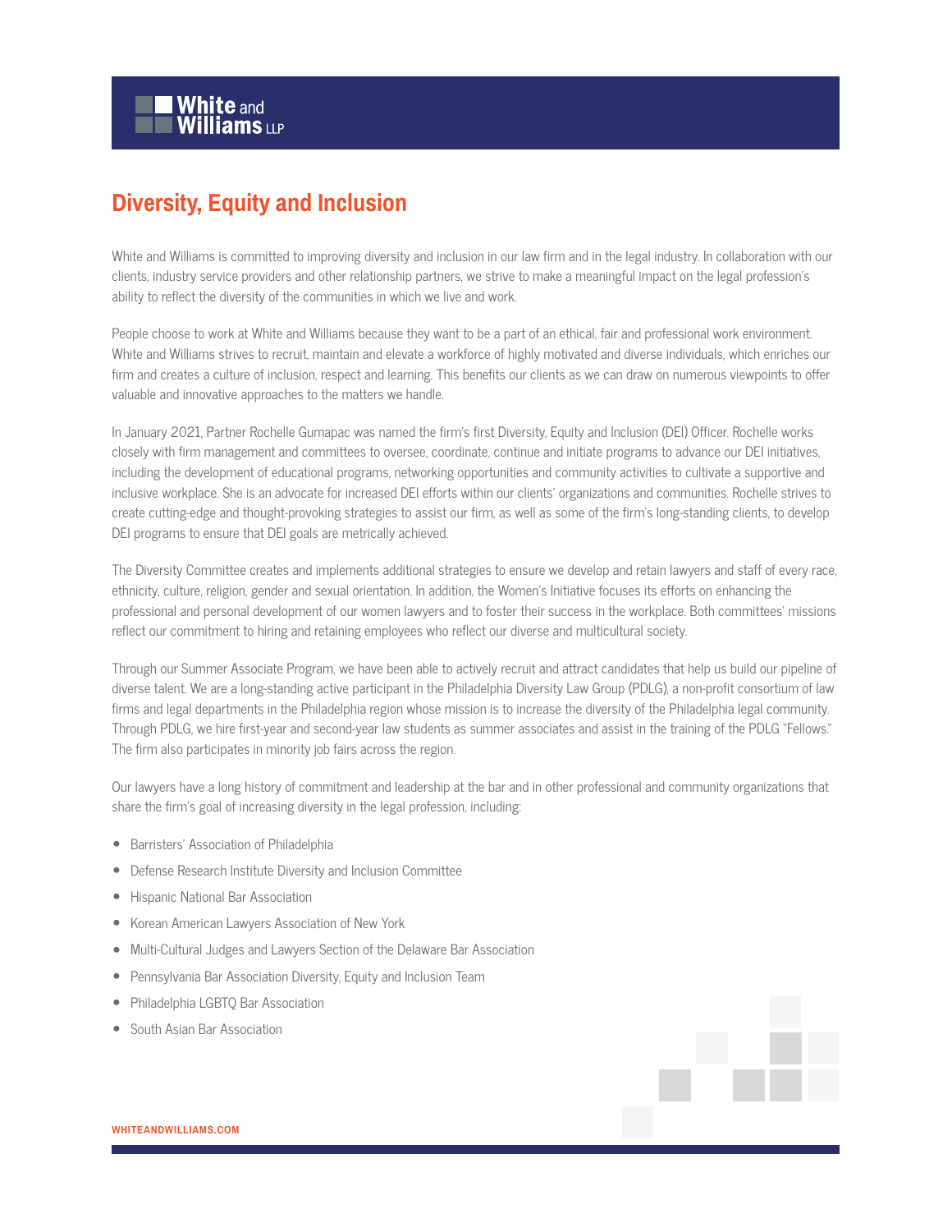# Diversity, Equity and Inclusion

White and Williams is committed to improving diversity and inclusion in our law firm and in the legal industry. In collaboration with our clients, industry service providers and other relationship partners, we strive to make a meaningful impact on the legal profession's ability to reflect the diversity of the communities in which we live and work.

People choose to work at White and Williams because they want to be a part of an ethical, fair and professional work environment. White and Williams strives to recruit, maintain and elevate a workforce of highly motivated and diverse individuals, which enriches our firm and creates a culture of inclusion, respect and learning. This benefits our clients as we can draw on numerous viewpoints to offer valuable and innovative approaches to the matters we handle.

In January 2021, Partner Rochelle Gumapac was named the firm's first Diversity, Equity and Inclusion (DEI) Officer. Rochelle works closely with firm management and committees to oversee, coordinate, continue and initiate programs to advance our DEI initiatives, including the development of educational programs, networking opportunities and community activities to cultivate a supportive and inclusive workplace. She is an advocate for increased DEI efforts within our clients' organizations and communities. Rochelle strives to create cutting-edge and thought-provoking strategies to assist our firm, as well as some of the firm's long-standing clients, to develop DEI programs to ensure that DEI goals are metrically achieved.

The Diversity Committee creates and implements additional strategies to ensure we develop and retain lawyers and staff of every race, ethnicity, culture, religion, gender and sexual orientation. In addition, the Women's Initiative focuses its efforts on enhancing the professional and personal development of our women lawyers and to foster their success in the workplace. Both committees' missions reflect our commitment to hiring and retaining employees who reflect our diverse and multicultural society.

Through our Summer Associate Program, we have been able to actively recruit and attract candidates that help us build our pipeline of diverse talent. We are a long-standing active participant in the Philadelphia Diversity Law Group (PDLG), a non-profit consortium of law firms and legal departments in the Philadelphia region whose mission is to increase the diversity of the Philadelphia legal community. Through PDLG, we hire first-year and second-year law students as summer associates and assist in the training of the PDLG "Fellows." The firm also participates in minority job fairs across the region.

Our lawyers have a long history of commitment and leadership at the bar and in other professional and community organizations that share the firm's goal of increasing diversity in the legal profession, including:

- Barristers' Association of Philadelphia
- Defense Research Institute Diversity and Inclusion Committee
- Hispanic National Bar Association
- Korean American Lawyers Association of New York
- Multi-Cultural Judges and Lawyers Section of the Delaware Bar Association
- Pennsylvania Bar Association Diversity, Equity and Inclusion Team
- Philadelphia LGBTQ Bar Association
- South Asian Bar Association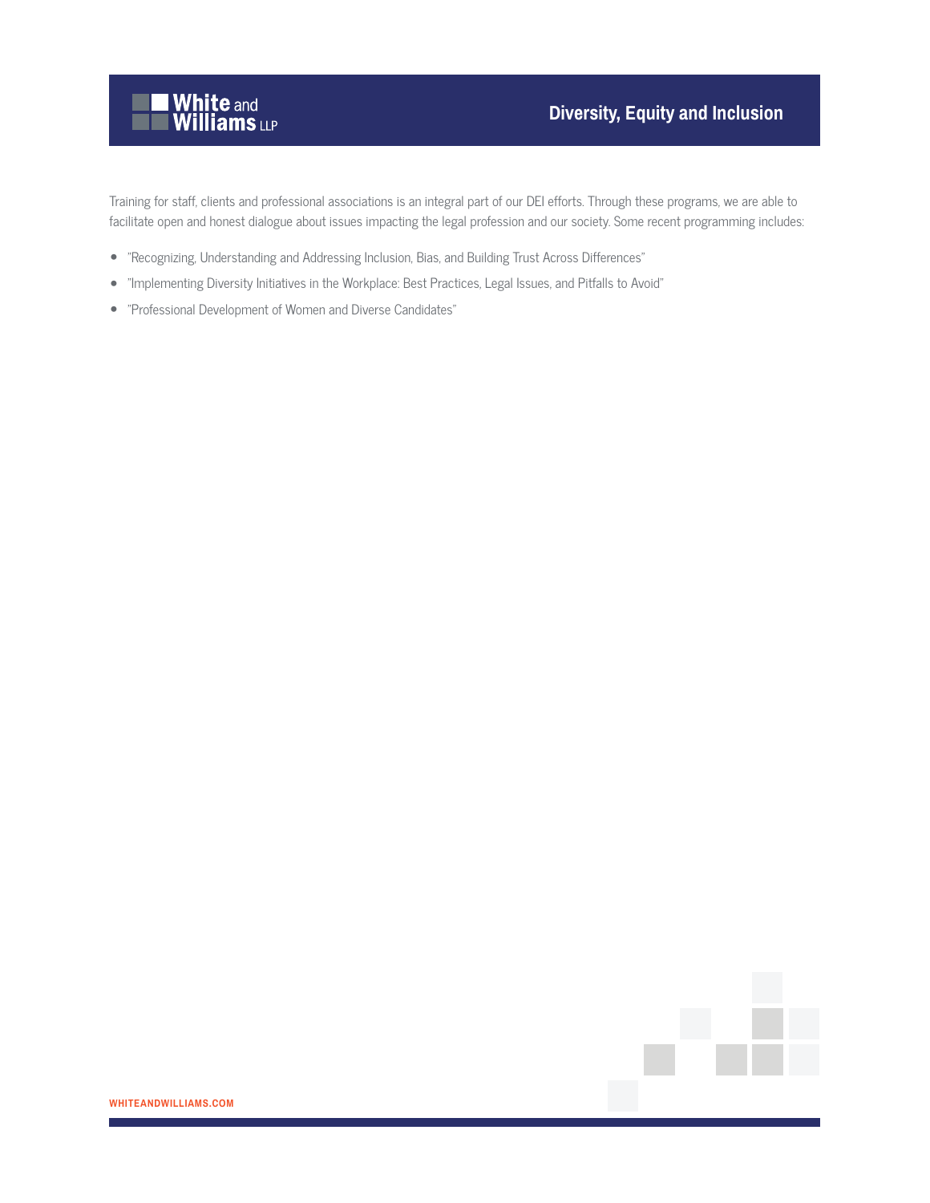Training for staff, clients and professional associations is an integral part of our DEI efforts. Through these programs, we are able to facilitate open and honest dialogue about issues impacting the legal profession and our society. Some recent programming includes:

- "Recognizing, Understanding and Addressing Inclusion, Bias, and Building Trust Across Differences"
- "Implementing Diversity Initiatives in the Workplace: Best Practices, Legal Issues, and Pitfalls to Avoid"
- "Professional Development of Women and Diverse Candidates"